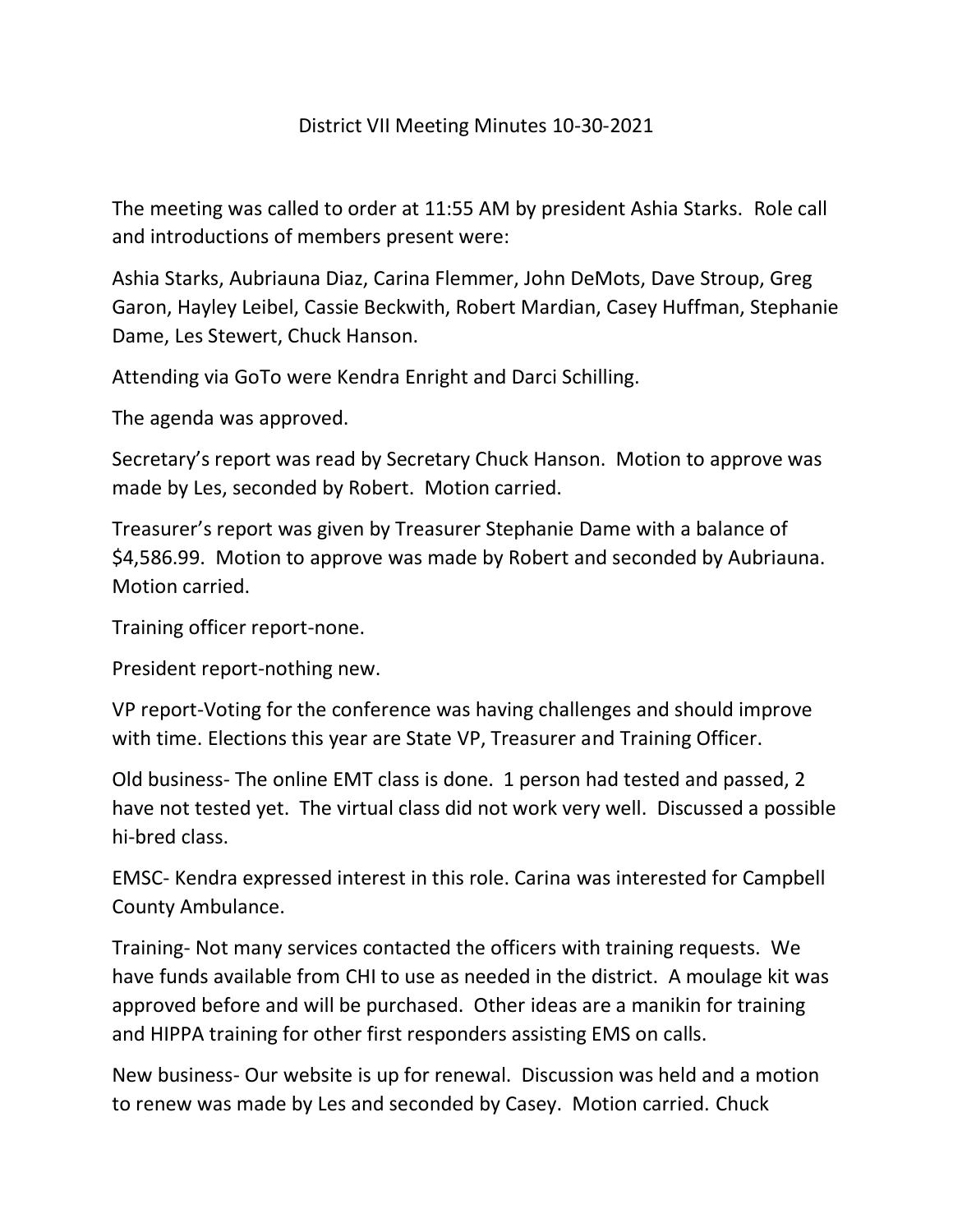# District VII Meeting Minutes 10-30-2021

The meeting was called to order at 11:55 AM by president Ashia Starks. Role call and introductions of members present were:

Ashia Starks, Aubriauna Diaz, Carina Flemmer, John DeMots, Dave Stroup, Greg Garon, Hayley Leibel, Cassie Beckwith, Robert Mardian, Casey Huffman, Stephanie Dame, Les Stewert, Chuck Hanson.

Attending via GoTo were Kendra Enright and Darci Schilling.

The agenda was approved.

Secretary's report was read by Secretary Chuck Hanson. Motion to approve was made by Les, seconded by Robert. Motion carried.

Treasurer's report was given by Treasurer Stephanie Dame with a balance of $4,586.99. Motion to approve was made by Robert and seconded by Aubriauna. Motion carried.

Training officer report-none.

President report-nothing new.

VP report-Voting for the conference was having challenges and should improve with time. Elections this year are State VP, Treasurer and Training Officer.

Old business- The online EMT class is done. 1 person had tested and passed, 2 have not tested yet. The virtual class did not work very well. Discussed a possible hi-bred class.

EMSC- Kendra expressed interest in this role. Carina was interested for Campbell County Ambulance.

Training- Not many services contacted the officers with training requests. We have funds available from CHI to use as needed in the district. A moulage kit was approved before and will be purchased. Other ideas are a manikin for training and HIPPA training for other first responders assisting EMS on calls.

New business- Our website is up for renewal. Discussion was held and a motion to renew was made by Les and seconded by Casey. Motion carried. Chuck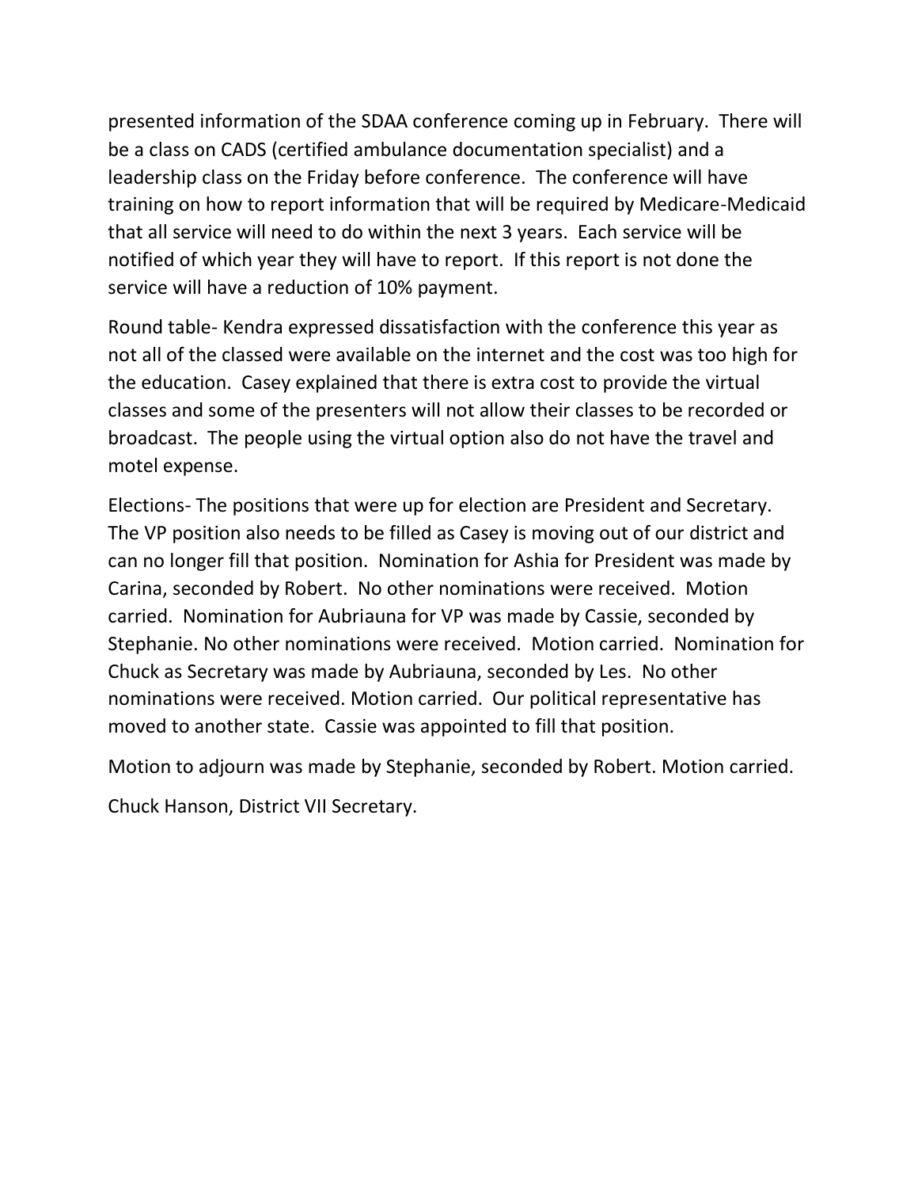presented information of the SDAA conference coming up in February. There will be a class on CADS (certified ambulance documentation specialist) and a leadership class on the Friday before conference. The conference will have training on how to report information that will be required by Medicare-Medicaid that all service will need to do within the next 3 years. Each service will be notified of which year they will have to report. If this report is not done the service will have a reduction of 10% payment.

Round table- Kendra expressed dissatisfaction with the conference this year as not all of the classed were available on the internet and the cost was too high for the education. Casey explained that there is extra cost to provide the virtual classes and some of the presenters will not allow their classes to be recorded or broadcast. The people using the virtual option also do not have the travel and motel expense.

Elections- The positions that were up for election are President and Secretary. The VP position also needs to be filled as Casey is moving out of our district and can no longer fill that position. Nomination for Ashia for President was made by Carina, seconded by Robert. No other nominations were received. Motion carried. Nomination for Aubriauna for VP was made by Cassie, seconded by Stephanie. No other nominations were received. Motion carried. Nomination for Chuck as Secretary was made by Aubriauna, seconded by Les. No other nominations were received. Motion carried. Our political representative has moved to another state. Cassie was appointed to fill that position.

Motion to adjourn was made by Stephanie, seconded by Robert. Motion carried.

Chuck Hanson, District VII Secretary.